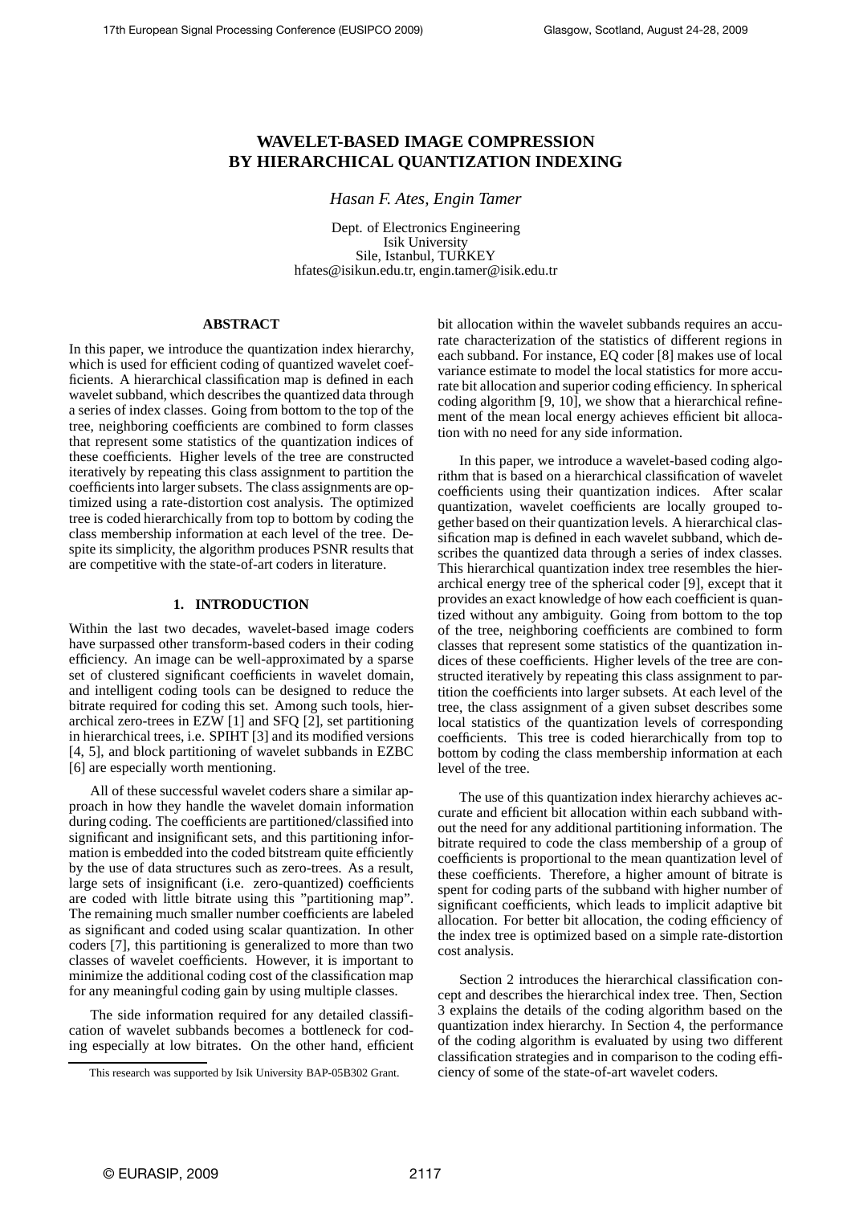# WAVELET-BASED IMAGE COMPRESSION BY HIERARCHICAL QUANTIZATION INDEXING

*Hasan F. Ates, Engin Tamer*

Dept. of Electronics Engineering
Isik University
Sile, Istanbul, TURKEY
hfates@isikun.edu.tr, engin.tamer@isik.edu.tr

## ABSTRACT

In this paper, we introduce the quantization index hierarchy, which is used for efficient coding of quantized wavelet coefficients. A hierarchical classification map is defined in each wavelet subband, which describes the quantized data through a series of index classes. Going from bottom to the top of the tree, neighboring coefficients are combined to form classes that represent some statistics of the quantization indices of these coefficients. Higher levels of the tree are constructed iteratively by repeating this class assignment to partition the coefficients into larger subsets. The class assignments are optimized using a rate-distortion cost analysis. The optimized tree is coded hierarchically from top to bottom by coding the class membership information at each level of the tree. Despite its simplicity, the algorithm produces PSNR results that are competitive with the state-of-art coders in literature.

## 1. INTRODUCTION

Within the last two decades, wavelet-based image coders have surpassed other transform-based coders in their coding efficiency. An image can be well-approximated by a sparse set of clustered significant coefficients in wavelet domain, and intelligent coding tools can be designed to reduce the bitrate required for coding this set. Among such tools, hierarchical zero-trees in EZW [1] and SFQ [2], set partitioning in hierarchical trees, i.e. SPIHT [3] and its modified versions [4, 5], and block partitioning of wavelet subbands in EZBC [6] are especially worth mentioning.

All of these successful wavelet coders share a similar approach in how they handle the wavelet domain information during coding. The coefficients are partitioned/classified into significant and insignificant sets, and this partitioning information is embedded into the coded bitstream quite efficiently by the use of data structures such as zero-trees. As a result, large sets of insignificant (i.e. zero-quantized) coefficients are coded with little bitrate using this "partitioning map". The remaining much smaller number coefficients are labeled as significant and coded using scalar quantization. In other coders [7], this partitioning is generalized to more than two classes of wavelet coefficients. However, it is important to minimize the additional coding cost of the classification map for any meaningful coding gain by using multiple classes.

The side information required for any detailed classification of wavelet subbands becomes a bottleneck for coding especially at low bitrates. On the other hand, efficient bit allocation within the wavelet subbands requires an accurate characterization of the statistics of different regions in each subband. For instance, EQ coder [8] makes use of local variance estimate to model the local statistics for more accurate bit allocation and superior coding efficiency. In spherical coding algorithm [9, 10], we show that a hierarchical refinement of the mean local energy achieves efficient bit allocation with no need for any side information.

In this paper, we introduce a wavelet-based coding algorithm that is based on a hierarchical classification of wavelet coefficients using their quantization indices. After scalar quantization, wavelet coefficients are locally grouped together based on their quantization levels. A hierarchical classification map is defined in each wavelet subband, which describes the quantized data through a series of index classes. This hierarchical quantization index tree resembles the hierarchical energy tree of the spherical coder [9], except that it provides an exact knowledge of how each coefficient is quantized without any ambiguity. Going from bottom to the top of the tree, neighboring coefficients are combined to form classes that represent some statistics of the quantization indices of these coefficients. Higher levels of the tree are constructed iteratively by repeating this class assignment to partition the coefficients into larger subsets. At each level of the tree, the class assignment of a given subset describes some local statistics of the quantization levels of corresponding coefficients. This tree is coded hierarchically from top to bottom by coding the class membership information at each level of the tree.

The use of this quantization index hierarchy achieves accurate and efficient bit allocation within each subband without the need for any additional partitioning information. The bitrate required to code the class membership of a group of coefficients is proportional to the mean quantization level of these coefficients. Therefore, a higher amount of bitrate is spent for coding parts of the subband with higher number of significant coefficients, which leads to implicit adaptive bit allocation. For better bit allocation, the coding efficiency of the index tree is optimized based on a simple rate-distortion cost analysis.

Section 2 introduces the hierarchical classification concept and describes the hierarchical index tree. Then, Section 3 explains the details of the coding algorithm based on the quantization index hierarchy. In Section 4, the performance of the coding algorithm is evaluated by using two different classification strategies and in comparison to the coding efficiency of some of the state-of-art wavelet coders.

This research was supported by Isik University BAP-05B302 Grant.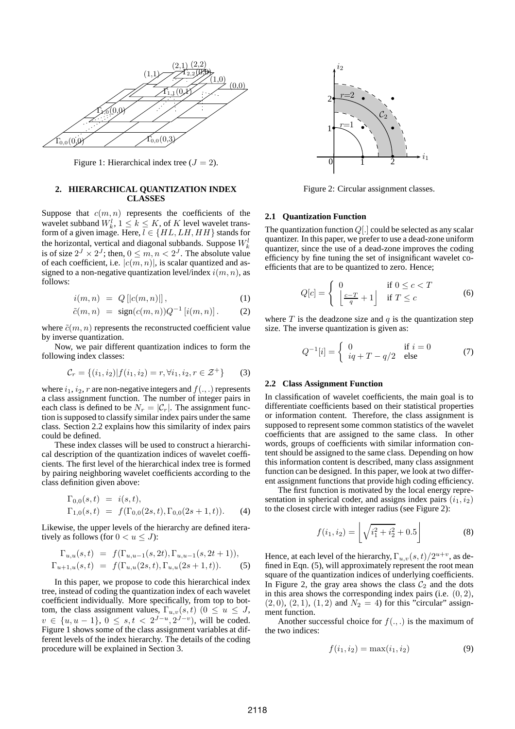Figure 1: Hierarchical index tree ($J = 2$).

## 2. HIERARCHICAL QUANTIZATION INDEX CLASSES

Suppose that $c(m, n)$ represents the coefficients of the wavelet subband $W_k^l$, $1 \le k \le K$, of $K$ level wavelet transform of a given image. Here, $l \in \{HL, LH, HH\}$ stands for the horizontal, vertical and diagonal subbands. Suppose $W_k^l$ is of size $2^J \times 2^J$; then, $0 \le m, n < 2^J$. The absolute value of each coefficient, i.e. $|c(m,n)|$, is scalar quantized and assigned to a non-negative quantization level/index $i(m,n)$, as follows:

$$i(m,n) = Q[|c(m,n)|], \tag{1}$$

$$\tilde{c}(m,n) = \text{sign}(c(m,n)) Q^{-1}[i(m,n)]. \tag{2}$$

where $\tilde{c}(m,n)$ represents the reconstructed coefficient value by inverse quantization.

Now, we pair different quantization indices to form the following index classes:

$$\mathcal{C}_r = \{(i_1, i_2) | f(i_1, i_2) = r, \forall i_1, i_2, r \in \mathcal{Z}^+\} \tag{3}$$

where $i_1$, $i_2$, $r$ are non-negative integers and $f(.,.)$ represents a class assignment function. The number of integer pairs in each class is defined to be $N_r = |\mathcal{C}_r|$. The assignment function is supposed to classify similar index pairs under the same class. Section 2.2 explains how this similarity of index pairs could be defined.

These index classes will be used to construct a hierarchical description of the quantization indices of wavelet coefficients. The first level of the hierarchical index tree is formed by pairing neighboring wavelet coefficients according to the class definition given above:

$$\begin{aligned} \Gamma_{0,0}(s,t) &= i(s,t), \\ \Gamma_{1,0}(s,t) &= f(\Gamma_{0,0}(2s,t), \Gamma_{0,0}(2s+1,t)). \end{aligned} \tag{4}$$

Likewise, the upper levels of the hierarchy are defined iteratively as follows (for $0 < u \le J$):

$$\begin{aligned} \Gamma_{u,u}(s,t) &= f(\Gamma_{u,u-1}(s,2t), \Gamma_{u,u-1}(s,2t+1)), \\ \Gamma_{u+1,u}(s,t) &= f(\Gamma_{u,u}(2s,t), \Gamma_{u,u}(2s+1,t)). \end{aligned} \tag{5}$$

In this paper, we propose to code this hierarchical index tree, instead of coding the quantization index of each wavelet coefficient individually. More specifically, from top to bottom, the class assignment values, $\Gamma_{u,v}(s,t)$ ($0 \le u \le J$, $v \in \{u, u-1\}$, $0 \le s,t < 2^{J-u}, 2^{J-v}$), will be coded. Figure 1 shows some of the class assignment variables at different levels of the index hierarchy. The details of the coding procedure will be explained in Section 3.

Figure 2: Circular assignment classes.

### 2.1 Quantization Function

The quantization function $Q[.]$ could be selected as any scalar quantizer. In this paper, we prefer to use a dead-zone uniform quantizer, since the use of a dead-zone improves the coding efficiency by fine tuning the set of insignificant wavelet coefficients that are to be quantized to zero. Hence;

$$Q[c] = \begin{cases} 0 & \text{if } 0 \le c < T \\ \left\lfloor \frac{c-T}{q} + 1 \right\rfloor & \text{if } T \le c \end{cases} \tag{6}$$

where $T$ is the deadzone size and $q$ is the quantization step size. The inverse quantization is given as:

$$Q^{-1}[i] = \begin{cases} 0 & \text{if } i = 0 \\ iq + T - q/2 & \text{else} \end{cases} \tag{7}$$

### 2.2 Class Assignment Function

In classification of wavelet coefficients, the main goal is to differentiate coefficients based on their statistical properties or information content. Therefore, the class assignment is supposed to represent some common statistics of the wavelet coefficients that are assigned to the same class. In other words, groups of coefficients with similar information content should be assigned to the same class. Depending on how this information content is described, many class assignment function can be designed. In this paper, we look at two different assignment functions that provide high coding efficiency.

The first function is motivated by the local energy representation in spherical coder, and assigns index pairs $(i_1, i_2)$ to the closest circle with integer radius (see Figure 2):

$$f(i_1, i_2) = \left\lfloor \sqrt{i_1^2 + i_2^2} + 0.5 \right\rfloor \tag{8}$$

Hence, at each level of the hierarchy, $\Gamma_{u,v}(s,t)/2^{u+v}$, as defined in Eqn. (5), will approximately represent the root mean square of the quantization indices of underlying coefficients. In Figure 2, the gray area shows the class $\mathcal{C}_2$ and the dots in this area shows the corresponding index pairs (i.e. $(0,2)$, $(2,0)$, $(2,1)$, $(1,2)$ and $N_2 = 4$) for this "circular" assignment function.

Another successful choice for $f(.,.)$ is the maximum of the two indices:

$$f(i_1, i_2) = \max(i_1, i_2) \tag{9}$$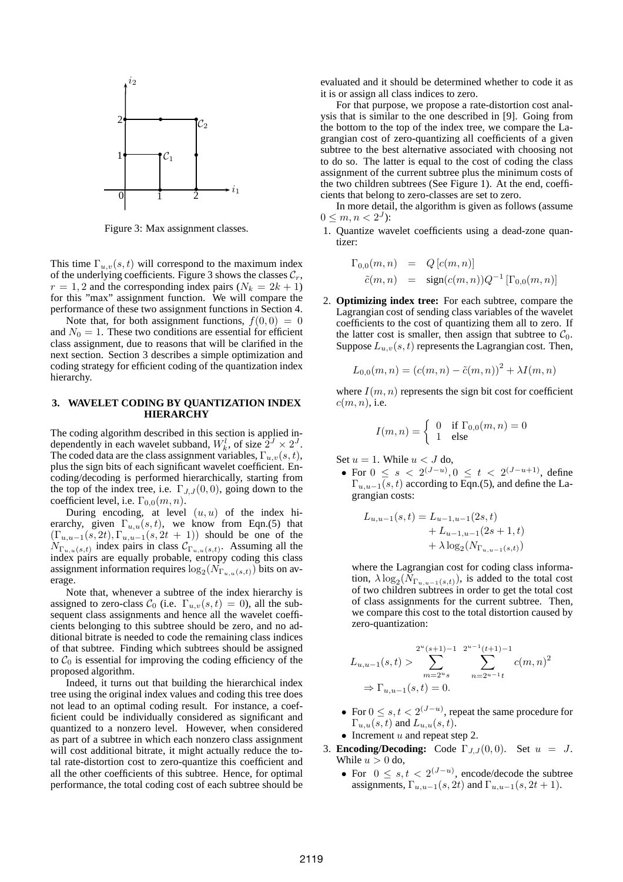Figure 3: Max assignment classes.

This time $\Gamma_{u,v}(s,t)$ will correspond to the maximum index of the underlying coefficients. Figure 3 shows the classes $\mathcal{C}_r$, $r = 1, 2$ and the corresponding index pairs ($N_k = 2k + 1$) for this "max" assignment function. We will compare the performance of these two assignment functions in Section 4.

Note that, for both assignment functions, $f(0,0) = 0$ and $N_0 = 1$. These two conditions are essential for efficient class assignment, due to reasons that will be clarified in the next section. Section 3 describes a simple optimization and coding strategy for efficient coding of the quantization index hierarchy.

### 3. WAVELET CODING BY QUANTIZATION INDEX HIERARCHY

The coding algorithm described in this section is applied independently in each wavelet subband, $W_k^l$, of size $2^J \times 2^J$. The coded data are the class assignment variables, $\Gamma_{u,v}(s,t)$, plus the sign bits of each significant wavelet coefficient. Encoding/decoding is performed hierarchically, starting from the top of the index tree, i.e. $\Gamma_{J,J}(0,0)$, going down to the coefficient level, i.e. $\Gamma_{0,0}(m,n)$.

During encoding, at level $(u,u)$ of the index hierarchy, given $\Gamma_{u,u}(s,t)$, we know from Eqn.(5) that $(\Gamma_{u,u-1}(s,2t), \Gamma_{u,u-1}(s,2t+1))$ should be one of the $N_{\Gamma_{u,u}(s,t)}$ index pairs in class $\mathcal{C}_{\Gamma_{u,u}(s,t)}$. Assuming all the index pairs are equally probable, entropy coding this class assignment information requires $\log_2(N_{\Gamma_{u,u}(s,t)})$ bits on average.

Note that, whenever a subtree of the index hierarchy is assigned to zero-class $\mathcal{C}_0$ (i.e. $\Gamma_{u,v}(s,t) = 0$), all the subsequent class assignments and hence all the wavelet coefficients belonging to this subtree should be zero, and no additional bitrate is needed to code the remaining class indices of that subtree. Finding which subtrees should be assigned to $\mathcal{C}_0$ is essential for improving the coding efficiency of the proposed algorithm.

Indeed, it turns out that building the hierarchical index tree using the original index values and coding this tree does not lead to an optimal coding result. For instance, a coefficient could be individually considered as significant and quantized to a nonzero level. However, when considered as part of a subtree in which each nonzero class assignment will cost additional bitrate, it might actually reduce the total rate-distortion cost to zero-quantize this coefficient and all the other coefficients of this subtree. Hence, for optimal performance, the total coding cost of each subtree should be evaluated and it should be determined whether to code it as it is or assign all class indices to zero.

For that purpose, we propose a rate-distortion cost analysis that is similar to the one described in [9]. Going from the bottom to the top of the index tree, we compare the Lagrangian cost of zero-quantizing all coefficients of a given subtree to the best alternative associated with choosing not to do so. The latter is equal to the cost of coding the class assignment of the current subtree plus the minimum costs of the two children subtrees (See Figure 1). At the end, coefficients that belong to zero-classes are set to zero.

In more detail, the algorithm is given as follows (assume $0 \le m, n < 2^J$):

1. Quantize wavelet coefficients using a dead-zone quantizer:

$$\begin{aligned}
\Gamma_{0,0}(m,n) &= Q\left[c(m,n)\right] \\
\tilde{c}(m,n) &= \text{sign}(c(m,n)) Q^{-1}\left[\Gamma_{0,0}(m,n)\right]
\end{aligned}$$

2. **Optimizing index tree:** For each subtree, compare the Lagrangian cost of sending class variables of the wavelet coefficients to the cost of quantizing them all to zero. If the latter cost is smaller, then assign that subtree to $\mathcal{C}_0$. Suppose $L_{u,v}(s,t)$ represents the Lagrangian cost. Then,

$$L_{0,0}(m,n) = \left(c(m,n) - \tilde{c}(m,n)\right)^2 + \lambda I(m,n)$$

   where $I(m,n)$ represents the sign bit cost for coefficient $c(m,n)$, i.e.

$$I(m,n) = \begin{cases} 0 & \text{if } \Gamma_{0,0}(m,n) = 0 \\ 1 & \text{else} \end{cases}$$

   Set $u = 1$. While $u < J$ do,

   - For $0 \le s < 2^{(J-u)}, 0 \le t < 2^{(J-u+1)}$, define $\Gamma_{u,u-1}(s,t)$ according to Eqn.(5), and define the Lagrangian costs:

$$\begin{aligned}
L_{u,u-1}(s,t) = &\ L_{u-1,u-1}(2s,t) \\
&+ L_{u-1,u-1}(2s+1,t) \\
&+ \lambda \log_2(N_{\Gamma_{u,u-1}(s,t)})
\end{aligned}$$

     where the Lagrangian cost for coding class information, $\lambda \log_2(N_{\Gamma_{u,u-1}(s,t)})$, is added to the total cost of two children subtrees in order to get the total cost of class assignments for the current subtree. Then, we compare this cost to the total distortion caused by zero-quantization:

$$\begin{aligned}
&L_{u,u-1}(s,t) > \sum_{m=2^u s}^{2^u(s+1)-1} \ \sum_{n=2^{u-1}t}^{2^{u-1}(t+1)-1} c(m,n)^2 \\
&\Rightarrow \Gamma_{u,u-1}(s,t) = 0.
\end{aligned}$$

   - For $0 \le s,t < 2^{(J-u)}$, repeat the same procedure for $\Gamma_{u,u}(s,t)$ and $L_{u,u}(s,t)$.
   - Increment $u$ and repeat step 2.

3. **Encoding/Decoding:** Code $\Gamma_{J,J}(0,0)$. Set $u = J$. While $u > 0$ do,

   - For $0 \le s,t < 2^{(J-u)}$, encode/decode the subtree assignments, $\Gamma_{u,u-1}(s,2t)$ and $\Gamma_{u,u-1}(s,2t+1)$.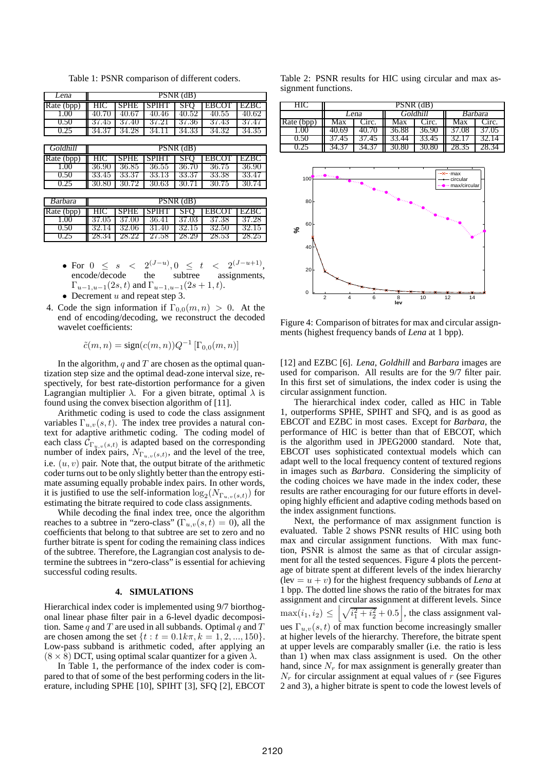Table 1: PSNR comparison of different coders.

| *Lena* | PSNR (dB) | | | | | |
|---|---|---|---|---|---|---|
| Rate (bpp) | HIC | SPHE | SPIHT | SFQ | EBCOT | EZBC |
| 1.00 | 40.70 | 40.67 | 40.46 | 40.52 | 40.55 | 40.62 |
| 0.50 | 37.45 | 37.40 | 37.21 | 37.36 | 37.43 | 37.47 |
| 0.25 | 34.37 | 34.28 | 34.11 | 34.33 | 34.32 | 34.35 |

| *Goldhill* | PSNR (dB) | | | | | |
|---|---|---|---|---|---|---|
| Rate (bpp) | HIC | SPHE | SPIHT | SFQ | EBCOT | EZBC |
| 1.00 | 36.90 | 36.85 | 36.55 | 36.70 | 36.75 | 36.90 |
| 0.50 | 33.45 | 33.37 | 33.13 | 33.37 | 33.38 | 33.47 |
| 0.25 | 30.80 | 30.72 | 30.63 | 30.71 | 30.75 | 30.74 |

| *Barbara* | PSNR (dB) | | | | | |
|---|---|---|---|---|---|---|
| Rate (bpp) | HIC | SPHE | SPIHT | SFQ | EBCOT | EZBC |
| 1.00 | 37.05 | 37.00 | 36.41 | 37.03 | 37.38 | 37.28 |
| 0.50 | 32.14 | 32.06 | 31.40 | 32.15 | 32.50 | 32.15 |
| 0.25 | 28.34 | 28.22 | 27.58 | 28.29 | 28.53 | 28.25 |

- For $0 \leq s < 2^{(J-u)}, 0 \leq t < 2^{(J-u+1)}$, encode/decode the subtree assignments, $\Gamma_{u-1,u-1}(2s,t)$ and $\Gamma_{u-1,u-1}(2s+1,t)$.
- Decrement $u$ and repeat step 3.

4. Code the sign information if $\Gamma_{0,0}(m,n) > 0$. At the end of encoding/decoding, we reconstruct the decoded wavelet coefficients:

$$\tilde{c}(m,n) = \text{sign}(c(m,n))Q^{-1}\left[\Gamma_{0,0}(m,n)\right]$$

In the algorithm, $q$ and $T$ are chosen as the optimal quantization step size and the optimal dead-zone interval size, respectively, for best rate-distortion performance for a given Lagrangian multiplier $\lambda$. For a given bitrate, optimal $\lambda$ is found using the convex bisection algorithm of [11].

Arithmetic coding is used to code the class assignment variables $\Gamma_{u,v}(s,t)$. The index tree provides a natural context for adaptive arithmetic coding. The coding model of each class $\mathcal{C}_{\Gamma_{u,v}(s,t)}$ is adapted based on the corresponding number of index pairs, $N_{\Gamma_{u,v}(s,t)}$, and the level of the tree, i.e. $(u,v)$ pair. Note that, the output bitrate of the arithmetic coder turns out to be only slightly better than the entropy estimate assuming equally probable index pairs. In other words, it is justified to use the self-information $\log_2(N_{\Gamma_{u,v}(s,t)})$ for estimating the bitrate required to code class assignments.

While decoding the final index tree, once the algorithm reaches to a subtree in "zero-class" ($\Gamma_{u,v}(s,t) = 0$), all the coefficients that belong to that subtree are set to zero and no further bitrate is spent for coding the remaining class indices of the subtree. Therefore, the Lagrangian cost analysis to determine the subtrees in "zero-class" is essential for achieving successful coding results.

## 4. SIMULATIONS

Hierarchical index coder is implemented using 9/7 biorthogonal linear phase filter pair in a 6-level dyadic decomposition. Same $q$ and $T$ are used in all subbands. Optimal $q$ and $T$ are chosen among the set $\{t : t = 0.1k\pi, k = 1, 2, ..., 150\}$. Low-pass subband is arithmetic coded, after applying an $(8 \times 8)$ DCT, using optimal scalar quantizer for a given $\lambda$.

In Table 1, the performance of the index coder is compared to that of some of the best performing coders in the literature, including SPHE [10], SPIHT [3], SFQ [2], EBCOT [12] and EZBC [6]. *Lena*, *Goldhill* and *Barbara* images are used for comparison. All results are for the 9/7 filter pair. In this first set of simulations, the index coder is using the circular assignment function.

The hierarchical index coder, called as HIC in Table 1, outperforms SPHE, SPIHT and SFQ, and is as good as EBCOT and EZBC in most cases. Except for *Barbara*, the performance of HIC is better than that of EBCOT, which is the algorithm used in JPEG2000 standard. Note that, EBCOT uses sophisticated contextual models which can adapt well to the local frequency content of textured regions in images such as *Barbara*. Considering the simplicity of the coding choices we have made in the index coder, these results are rather encouraging for our future efforts in developing highly efficient and adaptive coding methods based on the index assignment functions.

Next, the performance of max assignment function is evaluated. Table 2 shows PSNR results of HIC using both max and circular assignment functions. With max function, PSNR is almost the same as that of circular assignment for all the tested sequences. Figure 4 plots the percentage of bitrate spent at different levels of the index hierarchy (lev $= u + v$) for the highest frequency subbands of *Lena* at 1 bpp. The dotted line shows the ratio of the bitrates for max assignment and circular assignment at different levels. Since $\max(i_1, i_2) \leq \left\lfloor \sqrt{i_1^2 + i_2^2} + 0.5 \right\rfloor$, the class assignment values $\Gamma_{u,v}(s,t)$ of max function become increasingly smaller at higher levels of the hierarchy. Therefore, the bitrate spent at upper levels are comparably smaller (i.e. the ratio is less than 1) when max class assignment is used. On the other hand, since $N_r$ for max assignment is generally greater than $N_r$ for circular assignment at equal values of $r$ (see Figures 2 and 3), a higher bitrate is spent to code the lowest levels of

Table 2: PSNR results for HIC using circular and max assignment functions.

| HIC | PSNR (dB) | | | | | |
|---|---|---|---|---|---|---|
| | *Lena* | | *Goldhill* | | *Barbara* | |
| Rate (bpp) | Max | Circ. | Max | Circ. | Max | Circ. |
| 1.00 | 40.69 | 40.70 | 36.88 | 36.90 | 37.08 | 37.05 |
| 0.50 | 37.45 | 37.45 | 33.44 | 33.45 | 32.17 | 32.14 |
| 0.25 | 34.37 | 34.37 | 30.80 | 30.80 | 28.35 | 28.34 |

Figure 4: Comparison of bitrates for max and circular assignments (highest frequency bands of *Lena* at 1 bpp).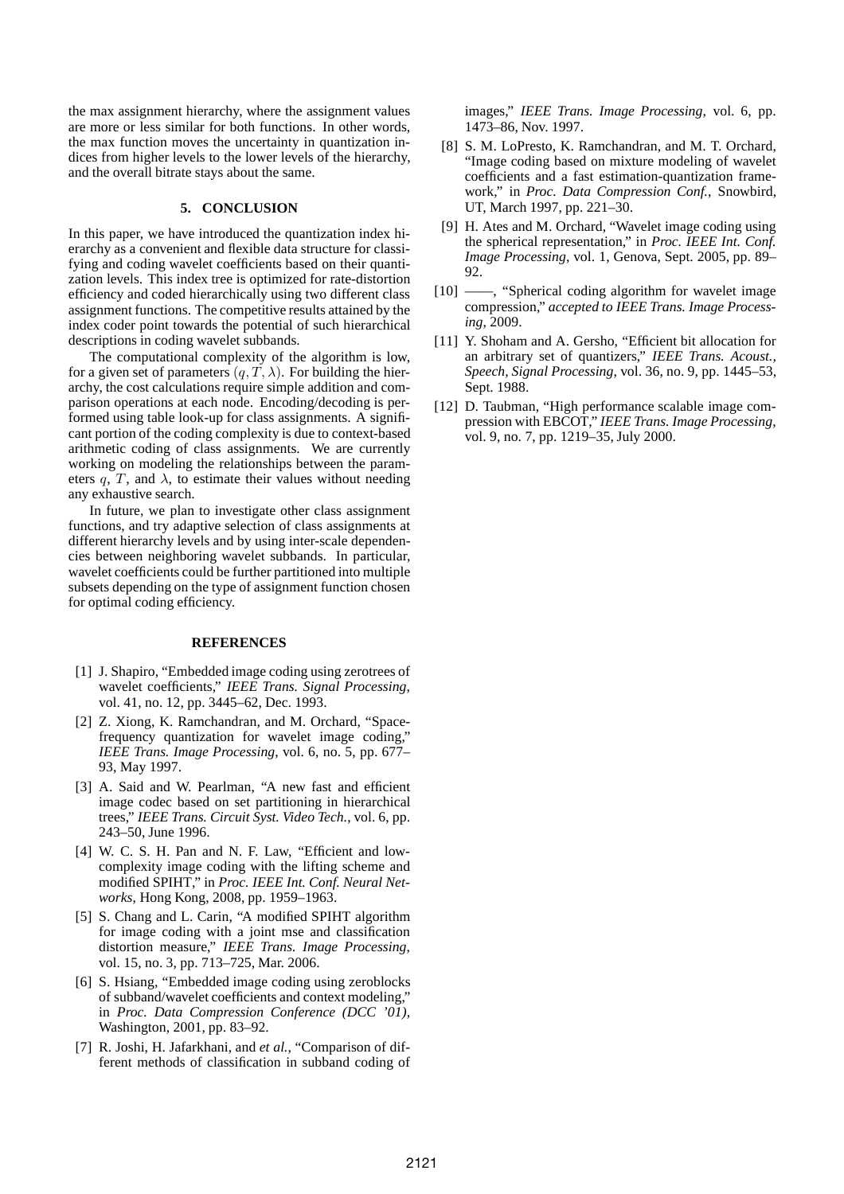the max assignment hierarchy, where the assignment values are more or less similar for both functions. In other words, the max function moves the uncertainty in quantization indices from higher levels to the lower levels of the hierarchy, and the overall bitrate stays about the same.

## 5. CONCLUSION

In this paper, we have introduced the quantization index hierarchy as a convenient and flexible data structure for classifying and coding wavelet coefficients based on their quantization levels. This index tree is optimized for rate-distortion efficiency and coded hierarchically using two different class assignment functions. The competitive results attained by the index coder point towards the potential of such hierarchical descriptions in coding wavelet subbands.

The computational complexity of the algorithm is low, for a given set of parameters $(q, T, \lambda)$. For building the hierarchy, the cost calculations require simple addition and comparison operations at each node. Encoding/decoding is performed using table look-up for class assignments. A significant portion of the coding complexity is due to context-based arithmetic coding of class assignments. We are currently working on modeling the relationships between the parameters $q$, $T$, and $\lambda$, to estimate their values without needing any exhaustive search.

In future, we plan to investigate other class assignment functions, and try adaptive selection of class assignments at different hierarchy levels and by using inter-scale dependencies between neighboring wavelet subbands. In particular, wavelet coefficients could be further partitioned into multiple subsets depending on the type of assignment function chosen for optimal coding efficiency.

## REFERENCES

[1] J. Shapiro, "Embedded image coding using zerotrees of wavelet coefficients," *IEEE Trans. Signal Processing*, vol. 41, no. 12, pp. 3445–62, Dec. 1993.

[2] Z. Xiong, K. Ramchandran, and M. Orchard, "Space-frequency quantization for wavelet image coding," *IEEE Trans. Image Processing*, vol. 6, no. 5, pp. 677–93, May 1997.

[3] A. Said and W. Pearlman, "A new fast and efficient image codec based on set partitioning in hierarchical trees," *IEEE Trans. Circuit Syst. Video Tech.*, vol. 6, pp. 243–50, June 1996.

[4] W. C. S. H. Pan and N. F. Law, "Efficient and low-complexity image coding with the lifting scheme and modified SPIHT," in *Proc. IEEE Int. Conf. Neural Networks*, Hong Kong, 2008, pp. 1959–1963.

[5] S. Chang and L. Carin, "A modified SPIHT algorithm for image coding with a joint mse and classification distortion measure," *IEEE Trans. Image Processing*, vol. 15, no. 3, pp. 713–725, Mar. 2006.

[6] S. Hsiang, "Embedded image coding using zeroblocks of subband/wavelet coefficients and context modeling," in *Proc. Data Compression Conference (DCC '01)*, Washington, 2001, pp. 83–92.

[7] R. Joshi, H. Jafarkhani, and *et al.*, "Comparison of different methods of classification in subband coding of images," *IEEE Trans. Image Processing*, vol. 6, pp. 1473–86, Nov. 1997.

[8] S. M. LoPresto, K. Ramchandran, and M. T. Orchard, "Image coding based on mixture modeling of wavelet coefficients and a fast estimation-quantization framework," in *Proc. Data Compression Conf.*, Snowbird, UT, March 1997, pp. 221–30.

[9] H. Ates and M. Orchard, "Wavelet image coding using the spherical representation," in *Proc. IEEE Int. Conf. Image Processing*, vol. 1, Genova, Sept. 2005, pp. 89–92.

[10] ——, "Spherical coding algorithm for wavelet image compression," *accepted to IEEE Trans. Image Processing*, 2009.

[11] Y. Shoham and A. Gersho, "Efficient bit allocation for an arbitrary set of quantizers," *IEEE Trans. Acoust., Speech, Signal Processing*, vol. 36, no. 9, pp. 1445–53, Sept. 1988.

[12] D. Taubman, "High performance scalable image compression with EBCOT," *IEEE Trans. Image Processing*, vol. 9, no. 7, pp. 1219–35, July 2000.